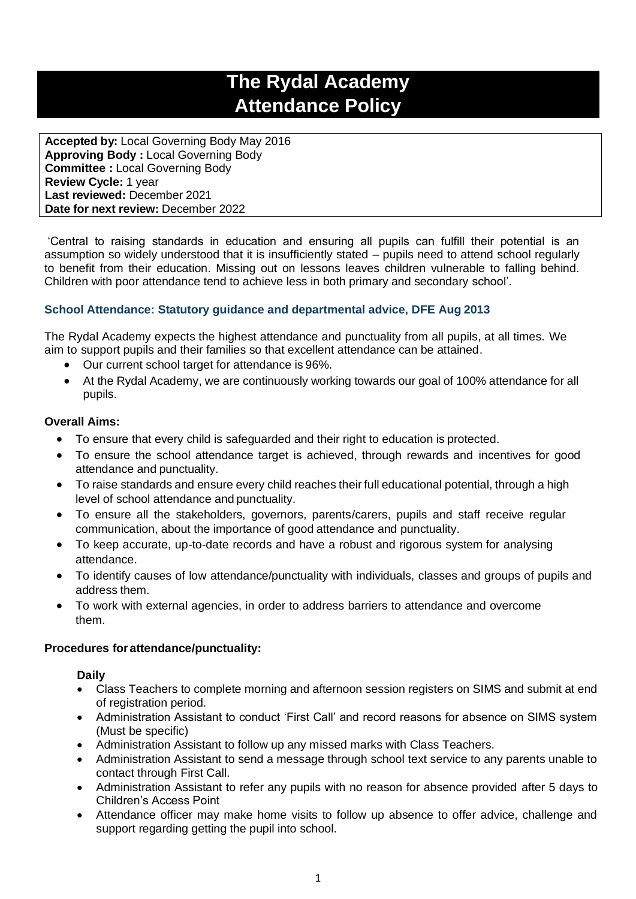# The Rydal Academy
# Attendance Policy

**Accepted by:** Local Governing Body May 2016
**Approving Body :** Local Governing Body
**Committee :** Local Governing Body
**Review Cycle:** 1 year
**Last reviewed:** December 2021
**Date for next review:** December 2022

'Central to raising standards in education and ensuring all pupils can fulfill their potential is an assumption so widely understood that it is insufficiently stated – pupils need to attend school regularly to benefit from their education. Missing out on lessons leaves children vulnerable to falling behind. Children with poor attendance tend to achieve less in both primary and secondary school'.

### School Attendance: Statutory guidance and departmental advice, DFE Aug 2013

The Rydal Academy expects the highest attendance and punctuality from all pupils, at all times. We aim to support pupils and their families so that excellent attendance can be attained.

- Our current school target for attendance is 96%.
- At the Rydal Academy, we are continuously working towards our goal of 100% attendance for all pupils.

**Overall Aims:**

- To ensure that every child is safeguarded and their right to education is protected.
- To ensure the school attendance target is achieved, through rewards and incentives for good attendance and punctuality.
- To raise standards and ensure every child reaches their full educational potential, through a high level of school attendance and punctuality.
- To ensure all the stakeholders, governors, parents/carers, pupils and staff receive regular communication, about the importance of good attendance and punctuality.
- To keep accurate, up-to-date records and have a robust and rigorous system for analysing attendance.
- To identify causes of low attendance/punctuality with individuals, classes and groups of pupils and address them.
- To work with external agencies, in order to address barriers to attendance and overcome them.

**Procedures for attendance/punctuality:**

**Daily**

- Class Teachers to complete morning and afternoon session registers on SIMS and submit at end of registration period.
- Administration Assistant to conduct 'First Call' and record reasons for absence on SIMS system (Must be specific)
- Administration Assistant to follow up any missed marks with Class Teachers.
- Administration Assistant to send a message through school text service to any parents unable to contact through First Call.
- Administration Assistant to refer any pupils with no reason for absence provided after 5 days to Children's Access Point
- Attendance officer may make home visits to follow up absence to offer advice, challenge and support regarding getting the pupil into school.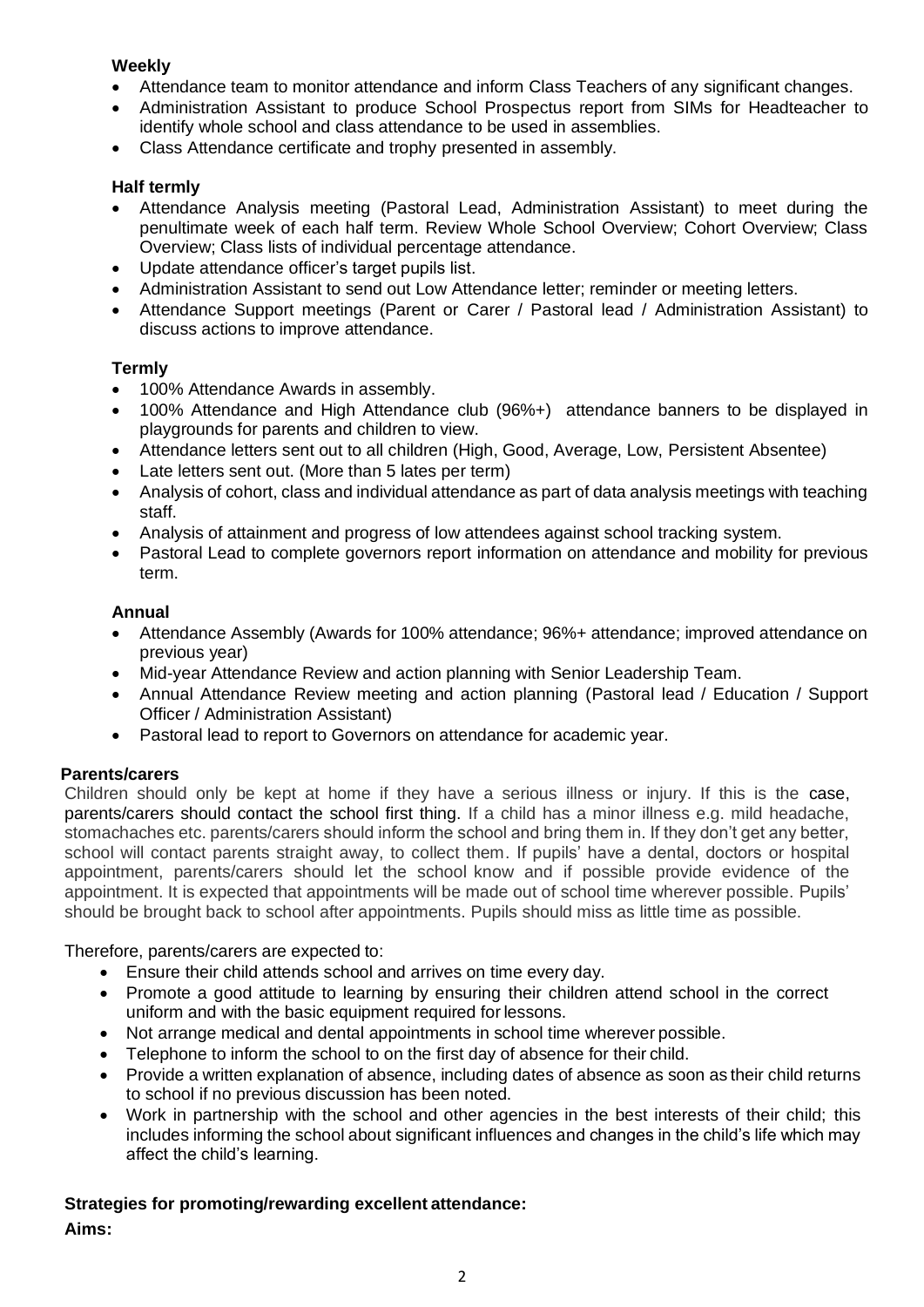**Weekly**

- Attendance team to monitor attendance and inform Class Teachers of any significant changes.
- Administration Assistant to produce School Prospectus report from SIMs for Headteacher to identify whole school and class attendance to be used in assemblies.
- Class Attendance certificate and trophy presented in assembly.

**Half termly**

- Attendance Analysis meeting (Pastoral Lead, Administration Assistant) to meet during the penultimate week of each half term. Review Whole School Overview; Cohort Overview; Class Overview; Class lists of individual percentage attendance.
- Update attendance officer's target pupils list.
- Administration Assistant to send out Low Attendance letter; reminder or meeting letters.
- Attendance Support meetings (Parent or Carer / Pastoral lead / Administration Assistant) to discuss actions to improve attendance.

**Termly**

- 100% Attendance Awards in assembly.
- 100% Attendance and High Attendance club (96%+) attendance banners to be displayed in playgrounds for parents and children to view.
- Attendance letters sent out to all children (High, Good, Average, Low, Persistent Absentee)
- Late letters sent out. (More than 5 lates per term)
- Analysis of cohort, class and individual attendance as part of data analysis meetings with teaching staff.
- Analysis of attainment and progress of low attendees against school tracking system.
- Pastoral Lead to complete governors report information on attendance and mobility for previous term.

**Annual**

- Attendance Assembly (Awards for 100% attendance; 96%+ attendance; improved attendance on previous year)
- Mid-year Attendance Review and action planning with Senior Leadership Team.
- Annual Attendance Review meeting and action planning (Pastoral lead / Education / Support Officer / Administration Assistant)
- Pastoral lead to report to Governors on attendance for academic year.

**Parents/carers**

Children should only be kept at home if they have a serious illness or injury. If this is the case, parents/carers should contact the school first thing. If a child has a minor illness e.g. mild headache, stomachaches etc. parents/carers should inform the school and bring them in. If they don't get any better, school will contact parents straight away, to collect them. If pupils' have a dental, doctors or hospital appointment, parents/carers should let the school know and if possible provide evidence of the appointment. It is expected that appointments will be made out of school time wherever possible. Pupils' should be brought back to school after appointments. Pupils should miss as little time as possible.

Therefore, parents/carers are expected to:

- Ensure their child attends school and arrives on time every day.
- Promote a good attitude to learning by ensuring their children attend school in the correct uniform and with the basic equipment required for lessons.
- Not arrange medical and dental appointments in school time wherever possible.
- Telephone to inform the school to on the first day of absence for their child.
- Provide a written explanation of absence, including dates of absence as soon as their child returns to school if no previous discussion has been noted.
- Work in partnership with the school and other agencies in the best interests of their child; this includes informing the school about significant influences and changes in the child's life which may affect the child's learning.

**Strategies for promoting/rewarding excellent attendance:**

**Aims:**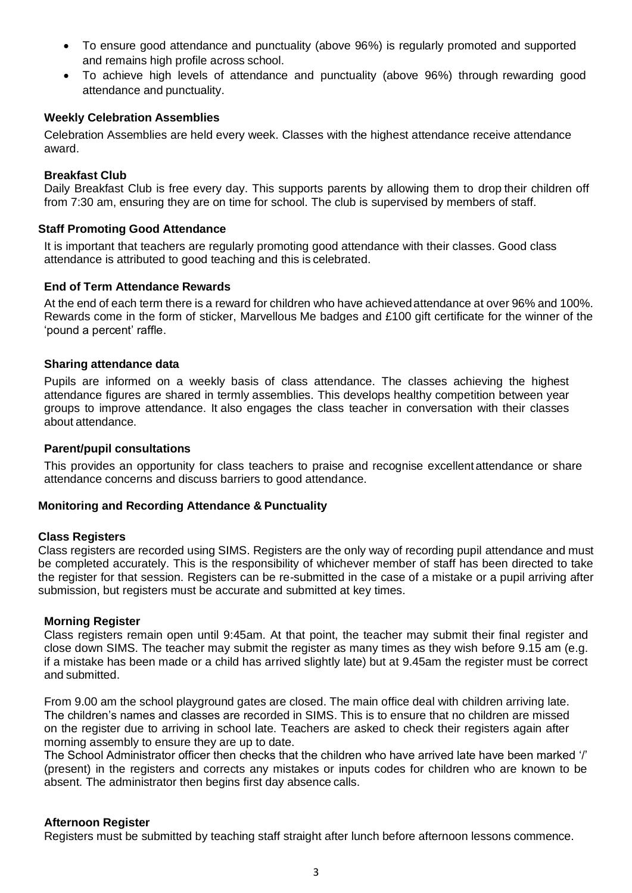- To ensure good attendance and punctuality (above 96%) is regularly promoted and supported and remains high profile across school.
- To achieve high levels of attendance and punctuality (above 96%) through rewarding good attendance and punctuality.

**Weekly Celebration Assemblies**

Celebration Assemblies are held every week. Classes with the highest attendance receive attendance award.

**Breakfast Club**

Daily Breakfast Club is free every day. This supports parents by allowing them to drop their children off from 7:30 am, ensuring they are on time for school. The club is supervised by members of staff.

**Staff Promoting Good Attendance**

It is important that teachers are regularly promoting good attendance with their classes. Good class attendance is attributed to good teaching and this is celebrated.

**End of Term Attendance Rewards**

At the end of each term there is a reward for children who have achieved attendance at over 96% and 100%. Rewards come in the form of sticker, Marvellous Me badges and £100 gift certificate for the winner of the 'pound a percent' raffle.

**Sharing attendance data**

Pupils are informed on a weekly basis of class attendance. The classes achieving the highest attendance figures are shared in termly assemblies. This develops healthy competition between year groups to improve attendance. It also engages the class teacher in conversation with their classes about attendance.

**Parent/pupil consultations**

This provides an opportunity for class teachers to praise and recognise excellent attendance or share attendance concerns and discuss barriers to good attendance.

**Monitoring and Recording Attendance & Punctuality**

**Class Registers**

Class registers are recorded using SIMS. Registers are the only way of recording pupil attendance and must be completed accurately. This is the responsibility of whichever member of staff has been directed to take the register for that session. Registers can be re-submitted in the case of a mistake or a pupil arriving after submission, but registers must be accurate and submitted at key times.

**Morning Register**

Class registers remain open until 9:45am. At that point, the teacher may submit their final register and close down SIMS. The teacher may submit the register as many times as they wish before 9.15 am (e.g. if a mistake has been made or a child has arrived slightly late) but at 9.45am the register must be correct and submitted.

From 9.00 am the school playground gates are closed. The main office deal with children arriving late. The children's names and classes are recorded in SIMS. This is to ensure that no children are missed on the register due to arriving in school late. Teachers are asked to check their registers again after morning assembly to ensure they are up to date.

The School Administrator officer then checks that the children who have arrived late have been marked '/' (present) in the registers and corrects any mistakes or inputs codes for children who are known to be absent. The administrator then begins first day absence calls.

**Afternoon Register**

Registers must be submitted by teaching staff straight after lunch before afternoon lessons commence.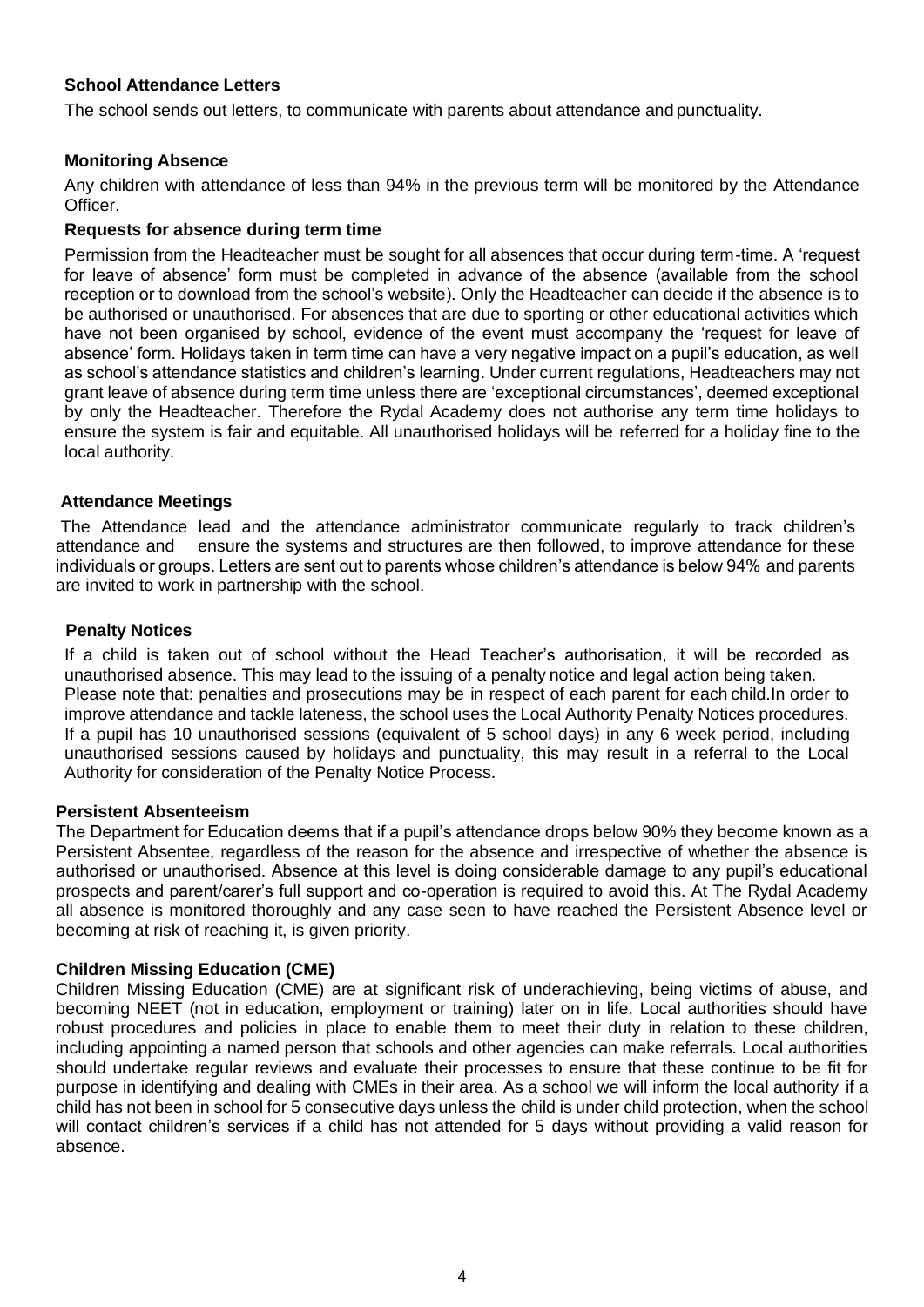### School Attendance Letters

The school sends out letters, to communicate with parents about attendance and punctuality.

### Monitoring Absence

Any children with attendance of less than 94% in the previous term will be monitored by the Attendance Officer.

### Requests for absence during term time

Permission from the Headteacher must be sought for all absences that occur during term-time. A 'request for leave of absence' form must be completed in advance of the absence (available from the school reception or to download from the school's website). Only the Headteacher can decide if the absence is to be authorised or unauthorised. For absences that are due to sporting or other educational activities which have not been organised by school, evidence of the event must accompany the 'request for leave of absence' form. Holidays taken in term time can have a very negative impact on a pupil's education, as well as school's attendance statistics and children's learning. Under current regulations, Headteachers may not grant leave of absence during term time unless there are 'exceptional circumstances', deemed exceptional by only the Headteacher. Therefore the Rydal Academy does not authorise any term time holidays to ensure the system is fair and equitable. All unauthorised holidays will be referred for a holiday fine to the local authority.

### Attendance Meetings

The Attendance lead and the attendance administrator communicate regularly to track children's attendance and ensure the systems and structures are then followed, to improve attendance for these individuals or groups. Letters are sent out to parents whose children's attendance is below 94% and parents are invited to work in partnership with the school.

### Penalty Notices

If a child is taken out of school without the Head Teacher's authorisation, it will be recorded as unauthorised absence. This may lead to the issuing of a penalty notice and legal action being taken. Please note that: penalties and prosecutions may be in respect of each parent for each child.In order to improve attendance and tackle lateness, the school uses the Local Authority Penalty Notices procedures. If a pupil has 10 unauthorised sessions (equivalent of 5 school days) in any 6 week period, including unauthorised sessions caused by holidays and punctuality, this may result in a referral to the Local Authority for consideration of the Penalty Notice Process.

### Persistent Absenteeism

The Department for Education deems that if a pupil's attendance drops below 90% they become known as a Persistent Absentee, regardless of the reason for the absence and irrespective of whether the absence is authorised or unauthorised. Absence at this level is doing considerable damage to any pupil's educational prospects and parent/carer's full support and co-operation is required to avoid this. At The Rydal Academy all absence is monitored thoroughly and any case seen to have reached the Persistent Absence level or becoming at risk of reaching it, is given priority.

### Children Missing Education (CME)

Children Missing Education (CME) are at significant risk of underachieving, being victims of abuse, and becoming NEET (not in education, employment or training) later on in life. Local authorities should have robust procedures and policies in place to enable them to meet their duty in relation to these children, including appointing a named person that schools and other agencies can make referrals. Local authorities should undertake regular reviews and evaluate their processes to ensure that these continue to be fit for purpose in identifying and dealing with CMEs in their area. As a school we will inform the local authority if a child has not been in school for 5 consecutive days unless the child is under child protection, when the school will contact children's services if a child has not attended for 5 days without providing a valid reason for absence.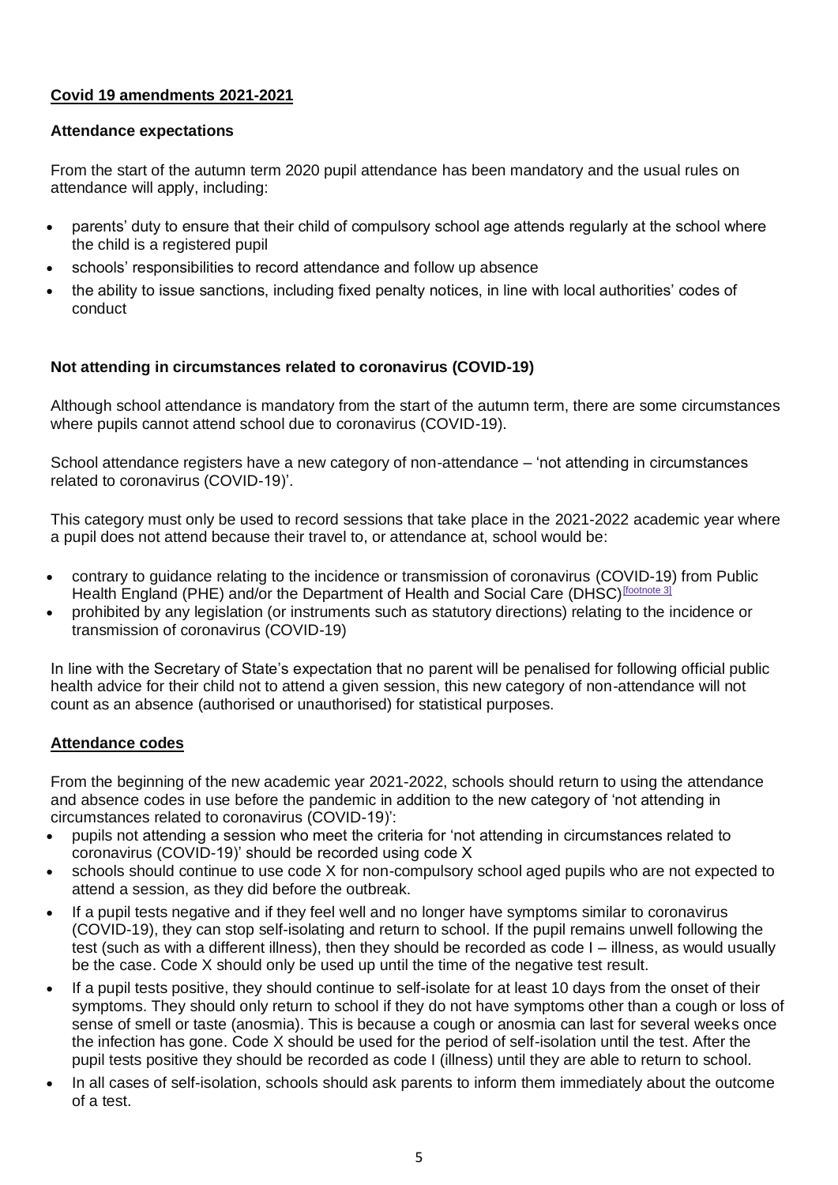**Covid 19 amendments 2021-2021**

**Attendance expectations**

From the start of the autumn term 2020 pupil attendance has been mandatory and the usual rules on attendance will apply, including:

- parents' duty to ensure that their child of compulsory school age attends regularly at the school where the child is a registered pupil
- schools' responsibilities to record attendance and follow up absence
- the ability to issue sanctions, including fixed penalty notices, in line with local authorities' codes of conduct

**Not attending in circumstances related to coronavirus (COVID-19)**

Although school attendance is mandatory from the start of the autumn term, there are some circumstances where pupils cannot attend school due to coronavirus (COVID-19).

School attendance registers have a new category of non-attendance – 'not attending in circumstances related to coronavirus (COVID-19)'.

This category must only be used to record sessions that take place in the 2021-2022 academic year where a pupil does not attend because their travel to, or attendance at, school would be:

- contrary to guidance relating to the incidence or transmission of coronavirus (COVID-19) from Public Health England (PHE) and/or the Department of Health and Social Care (DHSC)[footnote 3]
- prohibited by any legislation (or instruments such as statutory directions) relating to the incidence or transmission of coronavirus (COVID-19)

In line with the Secretary of State's expectation that no parent will be penalised for following official public health advice for their child not to attend a given session, this new category of non-attendance will not count as an absence (authorised or unauthorised) for statistical purposes.

**Attendance codes**

From the beginning of the new academic year 2021-2022, schools should return to using the attendance and absence codes in use before the pandemic in addition to the new category of 'not attending in circumstances related to coronavirus (COVID-19)':

- pupils not attending a session who meet the criteria for 'not attending in circumstances related to coronavirus (COVID-19)' should be recorded using code X
- schools should continue to use code X for non-compulsory school aged pupils who are not expected to attend a session, as they did before the outbreak.
- If a pupil tests negative and if they feel well and no longer have symptoms similar to coronavirus (COVID-19), they can stop self-isolating and return to school. If the pupil remains unwell following the test (such as with a different illness), then they should be recorded as code I – illness, as would usually be the case. Code X should only be used up until the time of the negative test result.
- If a pupil tests positive, they should continue to self-isolate for at least 10 days from the onset of their symptoms. They should only return to school if they do not have symptoms other than a cough or loss of sense of smell or taste (anosmia). This is because a cough or anosmia can last for several weeks once the infection has gone. Code X should be used for the period of self-isolation until the test. After the pupil tests positive they should be recorded as code I (illness) until they are able to return to school.
- In all cases of self-isolation, schools should ask parents to inform them immediately about the outcome of a test.